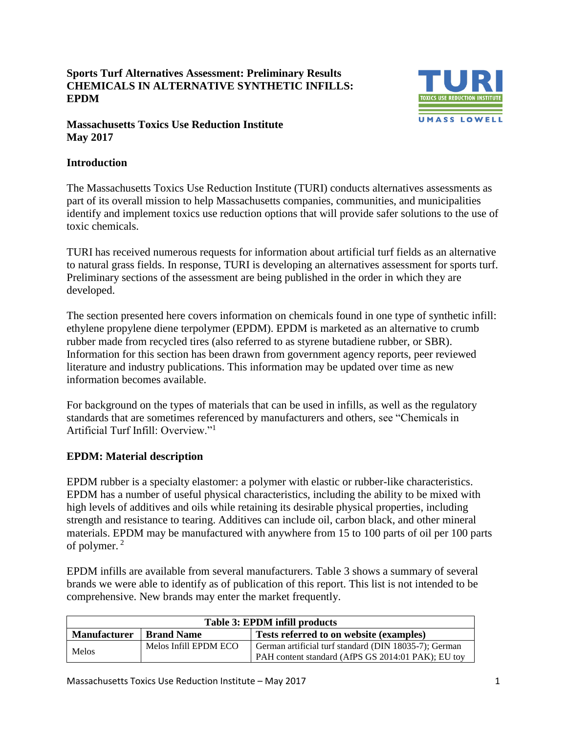**Sports Turf Alternatives Assessment: Preliminary Results**
**CHEMICALS IN ALTERNATIVE SYNTHETIC INFILLS: EPDM**

**Massachusetts Toxics Use Reduction Institute**
**May 2017**

## Introduction

The Massachusetts Toxics Use Reduction Institute (TURI) conducts alternatives assessments as part of its overall mission to help Massachusetts companies, communities, and municipalities identify and implement toxics use reduction options that will provide safer solutions to the use of toxic chemicals.

TURI has received numerous requests for information about artificial turf fields as an alternative to natural grass fields. In response, TURI is developing an alternatives assessment for sports turf. Preliminary sections of the assessment are being published in the order in which they are developed.

The section presented here covers information on chemicals found in one type of synthetic infill: ethylene propylene diene terpolymer (EPDM). EPDM is marketed as an alternative to crumb rubber made from recycled tires (also referred to as styrene butadiene rubber, or SBR). Information for this section has been drawn from government agency reports, peer reviewed literature and industry publications. This information may be updated over time as new information becomes available.

For background on the types of materials that can be used in infills, as well as the regulatory standards that are sometimes referenced by manufacturers and others, see "Chemicals in Artificial Turf Infill: Overview."[1]

## EPDM: Material description

EPDM rubber is a specialty elastomer: a polymer with elastic or rubber-like characteristics. EPDM has a number of useful physical characteristics, including the ability to be mixed with high levels of additives and oils while retaining its desirable physical properties, including strength and resistance to tearing. Additives can include oil, carbon black, and other mineral materials. EPDM may be manufactured with anywhere from 15 to 100 parts of oil per 100 parts of polymer.[2]

EPDM infills are available from several manufacturers. Table 3 shows a summary of several brands we were able to identify as of publication of this report. This list is not intended to be comprehensive. New brands may enter the market frequently.

| Table 3: EPDM infill products | | |
|---|---|---|
| **Manufacturer** | **Brand Name** | **Tests referred to on website (examples)** |
| Melos | Melos Infill EPDM ECO | German artificial turf standard (DIN 18035-7); German PAH content standard (AfPS GS 2014:01 PAK); EU toy |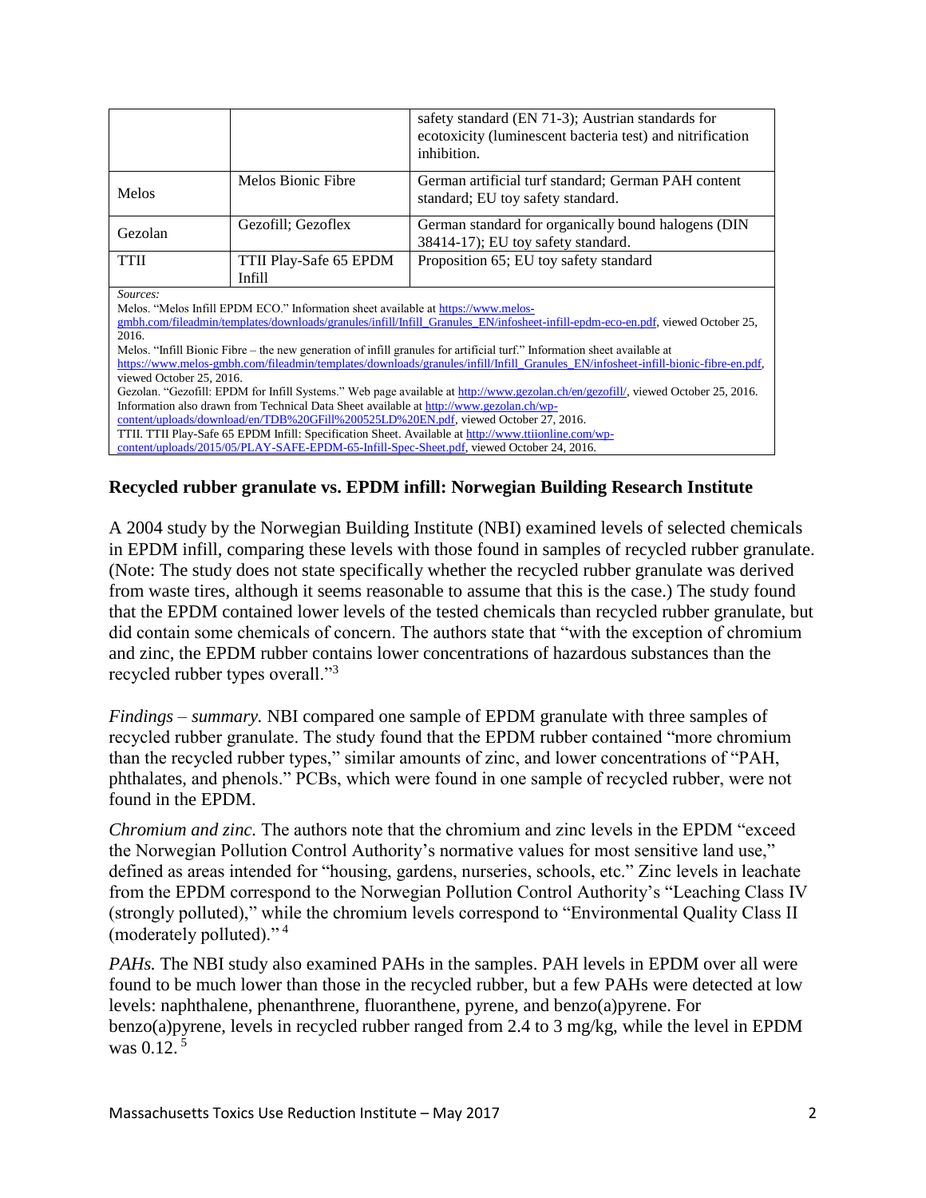| | | |
|---|---|---|
| | | safety standard (EN 71-3); Austrian standards for ecotoxicity (luminescent bacteria test) and nitrification inhibition. |
| Melos | Melos Bionic Fibre | German artificial turf standard; German PAH content standard; EU toy safety standard. |
| Gezolan | Gezofill; Gezoflex | German standard for organically bound halogens (DIN 38414-17); EU toy safety standard. |
| TTII | TTII Play-Safe 65 EPDM Infill | Proposition 65; EU toy safety standard |

*Sources:*
Melos. "Melos Infill EPDM ECO." Information sheet available at https://www.melos-gmbh.com/fileadmin/templates/downloads/granules/infill/Infill_Granules_EN/infosheet-infill-epdm-eco-en.pdf, viewed October 25, 2016.
Melos. "Infill Bionic Fibre – the new generation of infill granules for artificial turf." Information sheet available at https://www.melos-gmbh.com/fileadmin/templates/downloads/granules/infill/Infill_Granules_EN/infosheet-infill-bionic-fibre-en.pdf, viewed October 25, 2016.
Gezolan. "Gezofill: EPDM for Infill Systems." Web page available at http://www.gezolan.ch/en/gezofill/, viewed October 25, 2016. Information also drawn from Technical Data Sheet available at http://www.gezolan.ch/wp-content/uploads/download/en/TDB%20GFill%200525LD%20EN.pdf, viewed October 27, 2016.
TTII. TTII Play-Safe 65 EPDM Infill: Specification Sheet. Available at http://www.ttiionline.com/wp-content/uploads/2015/05/PLAY-SAFE-EPDM-65-Infill-Spec-Sheet.pdf, viewed October 24, 2016.

### Recycled rubber granulate vs. EPDM infill: Norwegian Building Research Institute

A 2004 study by the Norwegian Building Institute (NBI) examined levels of selected chemicals in EPDM infill, comparing these levels with those found in samples of recycled rubber granulate. (Note: The study does not state specifically whether the recycled rubber granulate was derived from waste tires, although it seems reasonable to assume that this is the case.) The study found that the EPDM contained lower levels of the tested chemicals than recycled rubber granulate, but did contain some chemicals of concern. The authors state that "with the exception of chromium and zinc, the EPDM rubber contains lower concentrations of hazardous substances than the recycled rubber types overall."[3]

*Findings – summary.* NBI compared one sample of EPDM granulate with three samples of recycled rubber granulate. The study found that the EPDM rubber contained "more chromium than the recycled rubber types," similar amounts of zinc, and lower concentrations of "PAH, phthalates, and phenols." PCBs, which were found in one sample of recycled rubber, were not found in the EPDM.

*Chromium and zinc.* The authors note that the chromium and zinc levels in the EPDM "exceed the Norwegian Pollution Control Authority's normative values for most sensitive land use," defined as areas intended for "housing, gardens, nurseries, schools, etc." Zinc levels in leachate from the EPDM correspond to the Norwegian Pollution Control Authority's "Leaching Class IV (strongly polluted)," while the chromium levels correspond to "Environmental Quality Class II (moderately polluted)."[4]

*PAHs.* The NBI study also examined PAHs in the samples. PAH levels in EPDM over all were found to be much lower than those in the recycled rubber, but a few PAHs were detected at low levels: naphthalene, phenanthrene, fluoranthene, pyrene, and benzo(a)pyrene. For benzo(a)pyrene, levels in recycled rubber ranged from 2.4 to 3 mg/kg, while the level in EPDM was 0.12.[5]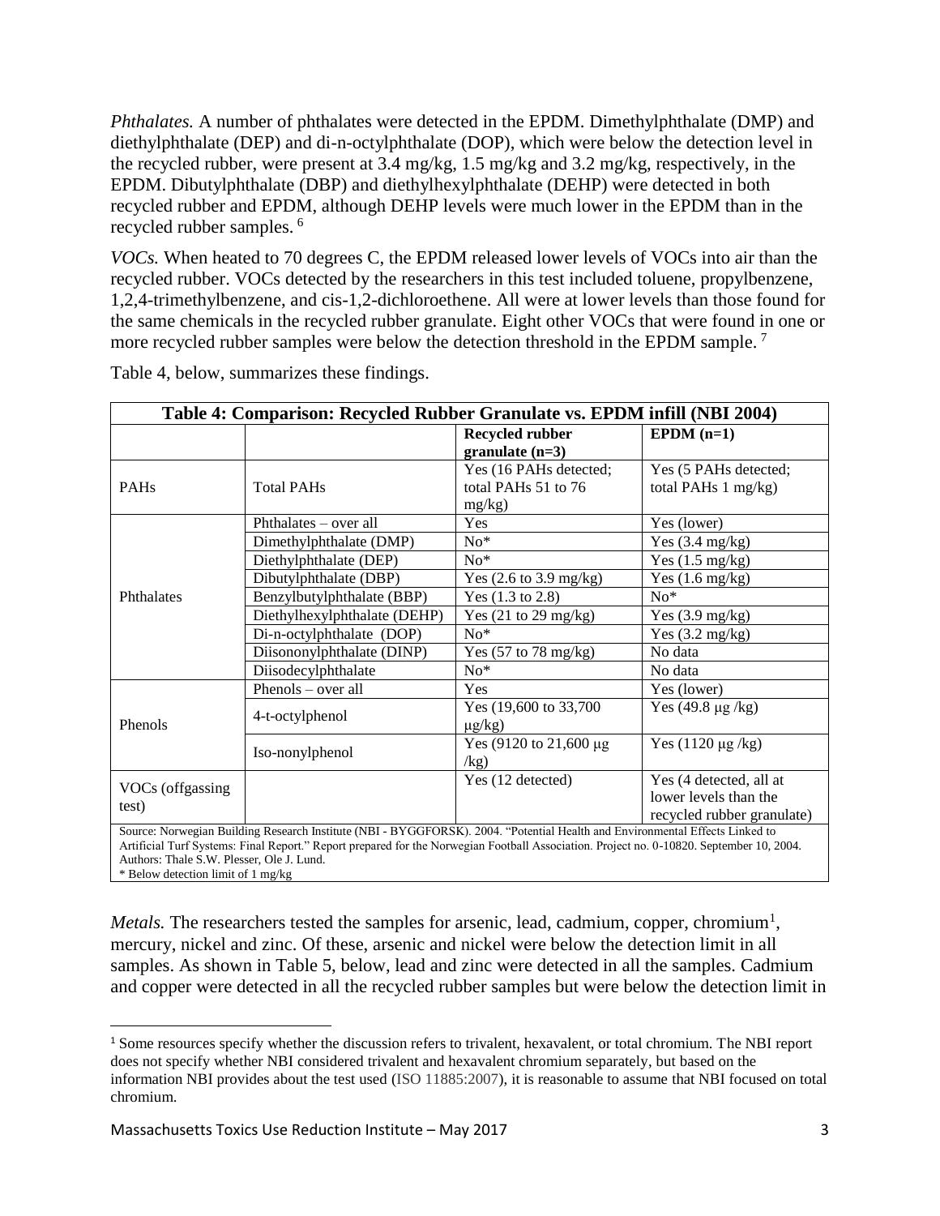*Phthalates.* A number of phthalates were detected in the EPDM. Dimethylphthalate (DMP) and diethylphthalate (DEP) and di-n-octylphthalate (DOP), which were below the detection level in the recycled rubber, were present at 3.4 mg/kg, 1.5 mg/kg and 3.2 mg/kg, respectively, in the EPDM. Dibutylphthalate (DBP) and diethylhexylphthalate (DEHP) were detected in both recycled rubber and EPDM, although DEHP levels were much lower in the EPDM than in the recycled rubber samples. [6]

*VOCs.* When heated to 70 degrees C, the EPDM released lower levels of VOCs into air than the recycled rubber. VOCs detected by the researchers in this test included toluene, propylbenzene, 1,2,4-trimethylbenzene, and cis-1,2-dichloroethene. All were at lower levels than those found for the same chemicals in the recycled rubber granulate. Eight other VOCs that were found in one or more recycled rubber samples were below the detection threshold in the EPDM sample. [7]

Table 4, below, summarizes these findings.

**Table 4: Comparison: Recycled Rubber Granulate vs. EPDM infill (NBI 2004)**

| | | Recycled rubber granulate (n=3) | EPDM (n=1) |
|---|---|---|---|
| PAHs | Total PAHs | Yes (16 PAHs detected; total PAHs 51 to 76 mg/kg) | Yes (5 PAHs detected; total PAHs 1 mg/kg) |
| Phthalates | Phthalates – over all | Yes | Yes (lower) |
| | Dimethylphthalate (DMP) | No* | Yes (3.4 mg/kg) |
| | Diethylphthalate (DEP) | No* | Yes (1.5 mg/kg) |
| | Dibutylphthalate (DBP) | Yes (2.6 to 3.9 mg/kg) | Yes (1.6 mg/kg) |
| | Benzylbutylphthalate (BBP) | Yes (1.3 to 2.8) | No* |
| | Diethylhexylphthalate (DEHP) | Yes (21 to 29 mg/kg) | Yes (3.9 mg/kg) |
| | Di-n-octylphthalate (DOP) | No* | Yes (3.2 mg/kg) |
| | Diisononylphthalate (DINP) | Yes (57 to 78 mg/kg) | No data |
| | Diisodecylphthalate | No* | No data |
| Phenols | Phenols – over all | Yes | Yes (lower) |
| | 4-t-octylphenol | Yes (19,600 to 33,700 μg/kg) | Yes (49.8 μg /kg) |
| | Iso-nonylphenol | Yes (9120 to 21,600 μg /kg) | Yes (1120 μg /kg) |
| VOCs (offgassing test) | | Yes (12 detected) | Yes (4 detected, all at lower levels than the recycled rubber granulate) |

Source: Norwegian Building Research Institute (NBI - BYGGFORSK). 2004. "Potential Health and Environmental Effects Linked to Artificial Turf Systems: Final Report." Report prepared for the Norwegian Football Association. Project no. 0-10820. September 10, 2004. Authors: Thale S.W. Plesser, Ole J. Lund.
\* Below detection limit of 1 mg/kg

*Metals.* The researchers tested the samples for arsenic, lead, cadmium, copper, chromium[1], mercury, nickel and zinc. Of these, arsenic and nickel were below the detection limit in all samples. As shown in Table 5, below, lead and zinc were detected in all the samples. Cadmium and copper were detected in all the recycled rubber samples but were below the detection limit in

[1] Some resources specify whether the discussion refers to trivalent, hexavalent, or total chromium. The NBI report does not specify whether NBI considered trivalent and hexavalent chromium separately, but based on the information NBI provides about the test used (ISO 11885:2007), it is reasonable to assume that NBI focused on total chromium.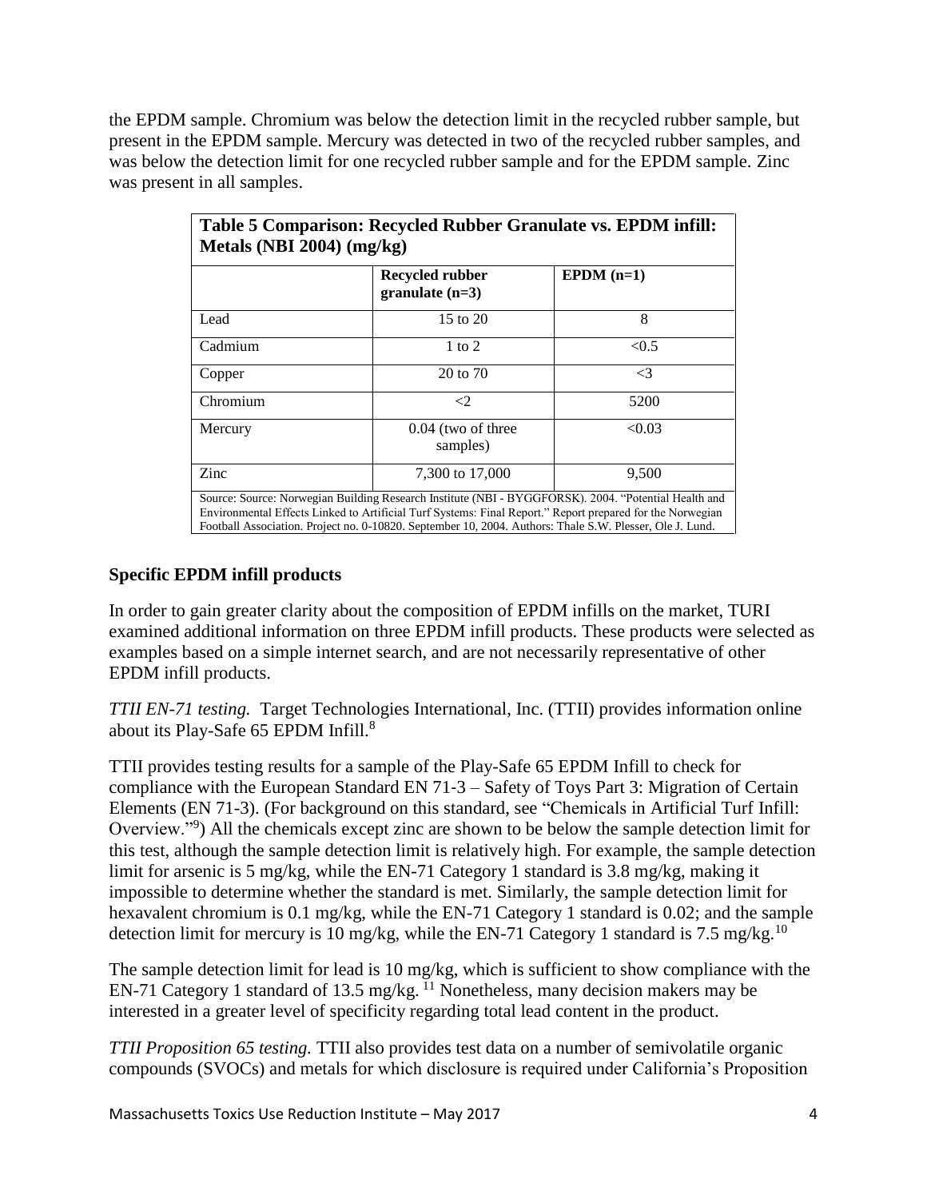the EPDM sample. Chromium was below the detection limit in the recycled rubber sample, but present in the EPDM sample. Mercury was detected in two of the recycled rubber samples, and was below the detection limit for one recycled rubber sample and for the EPDM sample. Zinc was present in all samples.

**Table 5 Comparison: Recycled Rubber Granulate vs. EPDM infill: Metals (NBI 2004) (mg/kg)**

| | Recycled rubber granulate (n=3) | EPDM (n=1) |
|---|---|---|
| Lead | 15 to 20 | 8 |
| Cadmium | 1 to 2 | <0.5 |
| Copper | 20 to 70 | <3 |
| Chromium | <2 | 5200 |
| Mercury | 0.04 (two of three samples) | <0.03 |
| Zinc | 7,300 to 17,000 | 9,500 |

Source: Source: Norwegian Building Research Institute (NBI - BYGGFORSK). 2004. "Potential Health and Environmental Effects Linked to Artificial Turf Systems: Final Report." Report prepared for the Norwegian Football Association. Project no. 0-10820. September 10, 2004. Authors: Thale S.W. Plesser, Ole J. Lund.

### Specific EPDM infill products

In order to gain greater clarity about the composition of EPDM infills on the market, TURI examined additional information on three EPDM infill products. These products were selected as examples based on a simple internet search, and are not necessarily representative of other EPDM infill products.

*TTII EN-71 testing.* Target Technologies International, Inc. (TTII) provides information online about its Play-Safe 65 EPDM Infill.[8]

TTII provides testing results for a sample of the Play-Safe 65 EPDM Infill to check for compliance with the European Standard EN 71-3 – Safety of Toys Part 3: Migration of Certain Elements (EN 71-3). (For background on this standard, see "Chemicals in Artificial Turf Infill: Overview."[9]) All the chemicals except zinc are shown to be below the sample detection limit for this test, although the sample detection limit is relatively high. For example, the sample detection limit for arsenic is 5 mg/kg, while the EN-71 Category 1 standard is 3.8 mg/kg, making it impossible to determine whether the standard is met. Similarly, the sample detection limit for hexavalent chromium is 0.1 mg/kg, while the EN-71 Category 1 standard is 0.02; and the sample detection limit for mercury is 10 mg/kg, while the EN-71 Category 1 standard is 7.5 mg/kg.[10]

The sample detection limit for lead is 10 mg/kg, which is sufficient to show compliance with the EN-71 Category 1 standard of 13.5 mg/kg.[11] Nonetheless, many decision makers may be interested in a greater level of specificity regarding total lead content in the product.

*TTII Proposition 65 testing.* TTII also provides test data on a number of semivolatile organic compounds (SVOCs) and metals for which disclosure is required under California's Proposition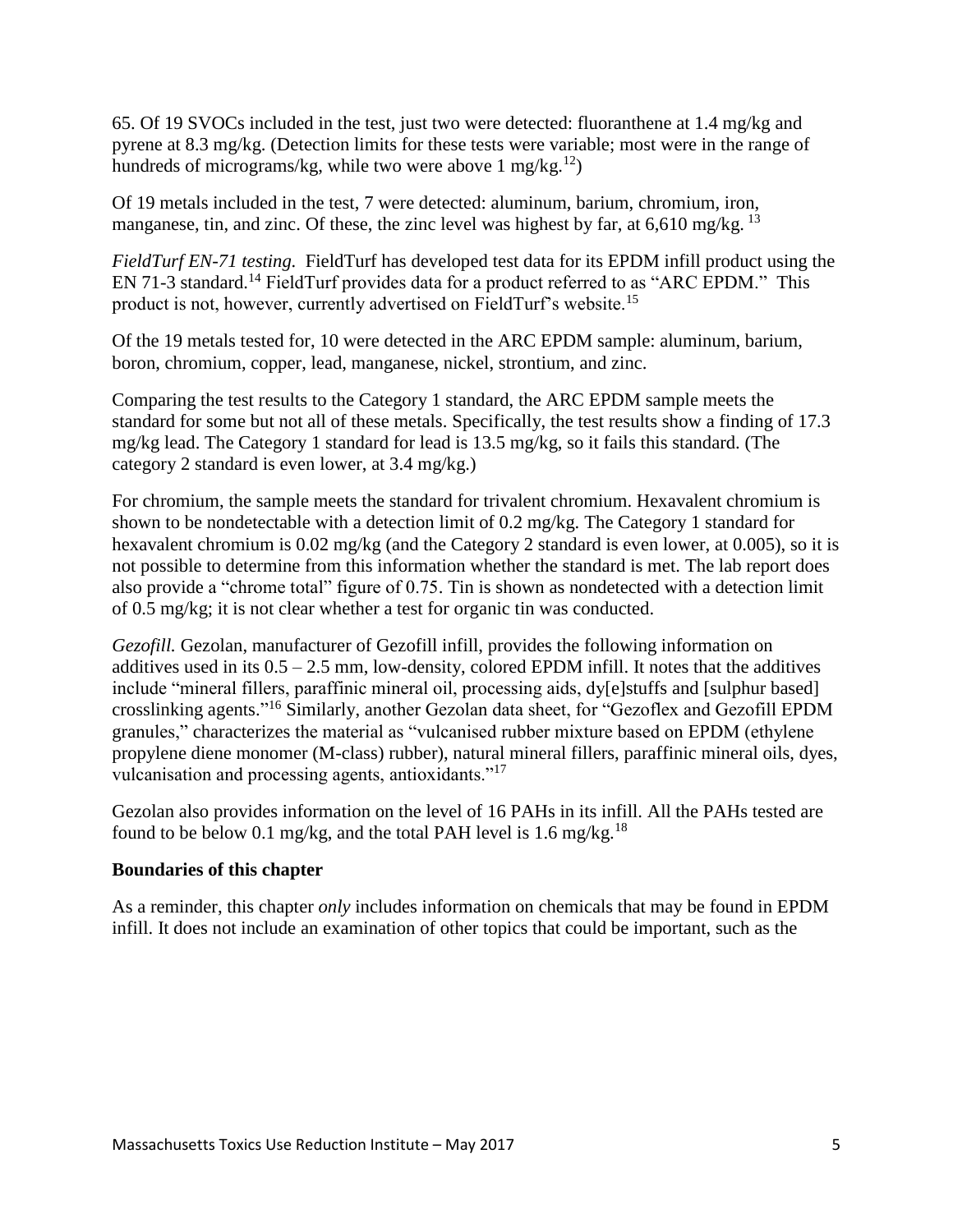65. Of 19 SVOCs included in the test, just two were detected: fluoranthene at 1.4 mg/kg and pyrene at 8.3 mg/kg. (Detection limits for these tests were variable; most were in the range of hundreds of micrograms/kg, while two were above 1 mg/kg.[12])

Of 19 metals included in the test, 7 were detected: aluminum, barium, chromium, iron, manganese, tin, and zinc. Of these, the zinc level was highest by far, at 6,610 mg/kg. [13]

*FieldTurf EN-71 testing.* FieldTurf has developed test data for its EPDM infill product using the EN 71-3 standard.[14] FieldTurf provides data for a product referred to as "ARC EPDM." This product is not, however, currently advertised on FieldTurf's website.[15]

Of the 19 metals tested for, 10 were detected in the ARC EPDM sample: aluminum, barium, boron, chromium, copper, lead, manganese, nickel, strontium, and zinc.

Comparing the test results to the Category 1 standard, the ARC EPDM sample meets the standard for some but not all of these metals. Specifically, the test results show a finding of 17.3 mg/kg lead. The Category 1 standard for lead is 13.5 mg/kg, so it fails this standard. (The category 2 standard is even lower, at 3.4 mg/kg.)

For chromium, the sample meets the standard for trivalent chromium. Hexavalent chromium is shown to be nondetectable with a detection limit of 0.2 mg/kg. The Category 1 standard for hexavalent chromium is 0.02 mg/kg (and the Category 2 standard is even lower, at 0.005), so it is not possible to determine from this information whether the standard is met. The lab report does also provide a "chrome total" figure of 0.75. Tin is shown as nondetected with a detection limit of 0.5 mg/kg; it is not clear whether a test for organic tin was conducted.

*Gezofill.* Gezolan, manufacturer of Gezofill infill, provides the following information on additives used in its 0.5 – 2.5 mm, low-density, colored EPDM infill. It notes that the additives include "mineral fillers, paraffinic mineral oil, processing aids, dy[e]stuffs and [sulphur based] crosslinking agents."[16] Similarly, another Gezolan data sheet, for "Gezoflex and Gezofill EPDM granules," characterizes the material as "vulcanised rubber mixture based on EPDM (ethylene propylene diene monomer (M-class) rubber), natural mineral fillers, paraffinic mineral oils, dyes, vulcanisation and processing agents, antioxidants."[17]

Gezolan also provides information on the level of 16 PAHs in its infill. All the PAHs tested are found to be below 0.1 mg/kg, and the total PAH level is 1.6 mg/kg.[18]

**Boundaries of this chapter**

As a reminder, this chapter *only* includes information on chemicals that may be found in EPDM infill. It does not include an examination of other topics that could be important, such as the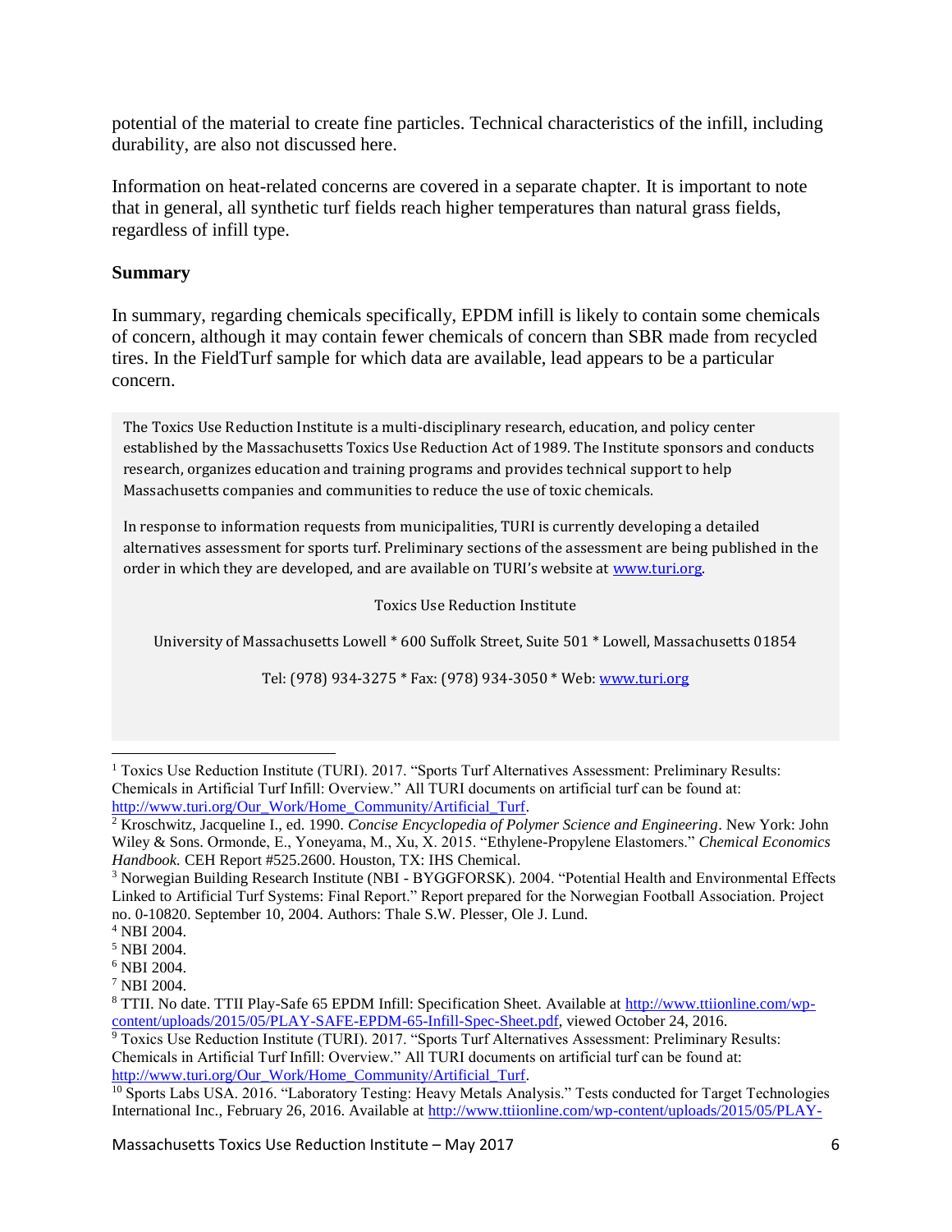potential of the material to create fine particles. Technical characteristics of the infill, including durability, are also not discussed here.

Information on heat-related concerns are covered in a separate chapter. It is important to note that in general, all synthetic turf fields reach higher temperatures than natural grass fields, regardless of infill type.

**Summary**

In summary, regarding chemicals specifically, EPDM infill is likely to contain some chemicals of concern, although it may contain fewer chemicals of concern than SBR made from recycled tires. In the FieldTurf sample for which data are available, lead appears to be a particular concern.

The Toxics Use Reduction Institute is a multi-disciplinary research, education, and policy center established by the Massachusetts Toxics Use Reduction Act of 1989. The Institute sponsors and conducts research, organizes education and training programs and provides technical support to help Massachusetts companies and communities to reduce the use of toxic chemicals.

In response to information requests from municipalities, TURI is currently developing a detailed alternatives assessment for sports turf. Preliminary sections of the assessment are being published in the order in which they are developed, and are available on TURI's website at www.turi.org.

Toxics Use Reduction Institute

University of Massachusetts Lowell * 600 Suffolk Street, Suite 501 * Lowell, Massachusetts 01854

Tel: (978) 934-3275 * Fax: (978) 934-3050 * Web: www.turi.org

---

[1] Toxics Use Reduction Institute (TURI). 2017. "Sports Turf Alternatives Assessment: Preliminary Results: Chemicals in Artificial Turf Infill: Overview." All TURI documents on artificial turf can be found at: http://www.turi.org/Our_Work/Home_Community/Artificial_Turf.

[2] Kroschwitz, Jacqueline I., ed. 1990. *Concise Encyclopedia of Polymer Science and Engineering*. New York: John Wiley & Sons. Ormonde, E., Yoneyama, M., Xu, X. 2015. "Ethylene-Propylene Elastomers." *Chemical Economics Handbook.* CEH Report #525.2600. Houston, TX: IHS Chemical.

[3] Norwegian Building Research Institute (NBI - BYGGFORSK). 2004. "Potential Health and Environmental Effects Linked to Artificial Turf Systems: Final Report." Report prepared for the Norwegian Football Association. Project no. 0-10820. September 10, 2004. Authors: Thale S.W. Plesser, Ole J. Lund.

[4] NBI 2004.

[5] NBI 2004.

[6] NBI 2004.

[7] NBI 2004.

[8] TTII. No date. TTII Play-Safe 65 EPDM Infill: Specification Sheet. Available at http://www.ttiionline.com/wp-content/uploads/2015/05/PLAY-SAFE-EPDM-65-Infill-Spec-Sheet.pdf, viewed October 24, 2016.

[9] Toxics Use Reduction Institute (TURI). 2017. "Sports Turf Alternatives Assessment: Preliminary Results: Chemicals in Artificial Turf Infill: Overview." All TURI documents on artificial turf can be found at: http://www.turi.org/Our_Work/Home_Community/Artificial_Turf.

[10] Sports Labs USA. 2016. "Laboratory Testing: Heavy Metals Analysis." Tests conducted for Target Technologies International Inc., February 26, 2016. Available at http://www.ttiionline.com/wp-content/uploads/2015/05/PLAY-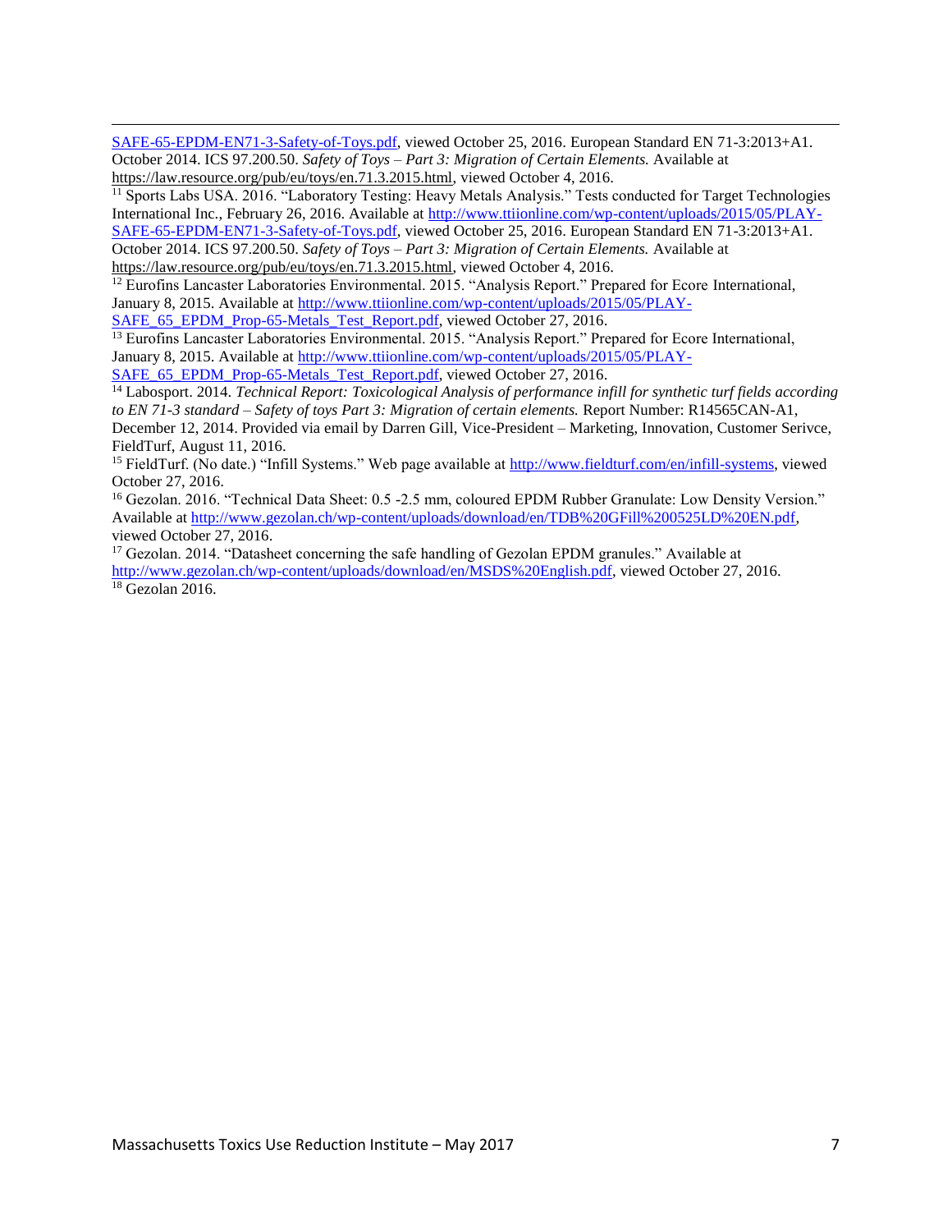SAFE-65-EPDM-EN71-3-Safety-of-Toys.pdf, viewed October 25, 2016. European Standard EN 71-3:2013+A1. October 2014. ICS 97.200.50. *Safety of Toys – Part 3: Migration of Certain Elements.* Available at https://law.resource.org/pub/eu/toys/en.71.3.2015.html, viewed October 4, 2016.

[11] Sports Labs USA. 2016. "Laboratory Testing: Heavy Metals Analysis." Tests conducted for Target Technologies International Inc., February 26, 2016. Available at http://www.ttiionline.com/wp-content/uploads/2015/05/PLAY-SAFE-65-EPDM-EN71-3-Safety-of-Toys.pdf, viewed October 25, 2016. European Standard EN 71-3:2013+A1. October 2014. ICS 97.200.50. *Safety of Toys – Part 3: Migration of Certain Elements.* Available at https://law.resource.org/pub/eu/toys/en.71.3.2015.html, viewed October 4, 2016.

[12] Eurofins Lancaster Laboratories Environmental. 2015. "Analysis Report." Prepared for Ecore International, January 8, 2015. Available at http://www.ttiionline.com/wp-content/uploads/2015/05/PLAY-SAFE_65_EPDM_Prop-65-Metals_Test_Report.pdf, viewed October 27, 2016.

[13] Eurofins Lancaster Laboratories Environmental. 2015. "Analysis Report." Prepared for Ecore International, January 8, 2015. Available at http://www.ttiionline.com/wp-content/uploads/2015/05/PLAY-SAFE_65_EPDM_Prop-65-Metals_Test_Report.pdf, viewed October 27, 2016.

[14] Labosport. 2014. *Technical Report: Toxicological Analysis of performance infill for synthetic turf fields according to EN 71-3 standard – Safety of toys Part 3: Migration of certain elements.* Report Number: R14565CAN-A1, December 12, 2014. Provided via email by Darren Gill, Vice-President – Marketing, Innovation, Customer Serivce, FieldTurf, August 11, 2016.

[15] FieldTurf. (No date.) "Infill Systems." Web page available at http://www.fieldturf.com/en/infill-systems, viewed October 27, 2016.

[16] Gezolan. 2016. "Technical Data Sheet: 0.5 -2.5 mm, coloured EPDM Rubber Granulate: Low Density Version." Available at http://www.gezolan.ch/wp-content/uploads/download/en/TDB%20GFill%200525LD%20EN.pdf, viewed October 27, 2016.

[17] Gezolan. 2014. "Datasheet concerning the safe handling of Gezolan EPDM granules." Available at http://www.gezolan.ch/wp-content/uploads/download/en/MSDS%20English.pdf, viewed October 27, 2016.

[18] Gezolan 2016.